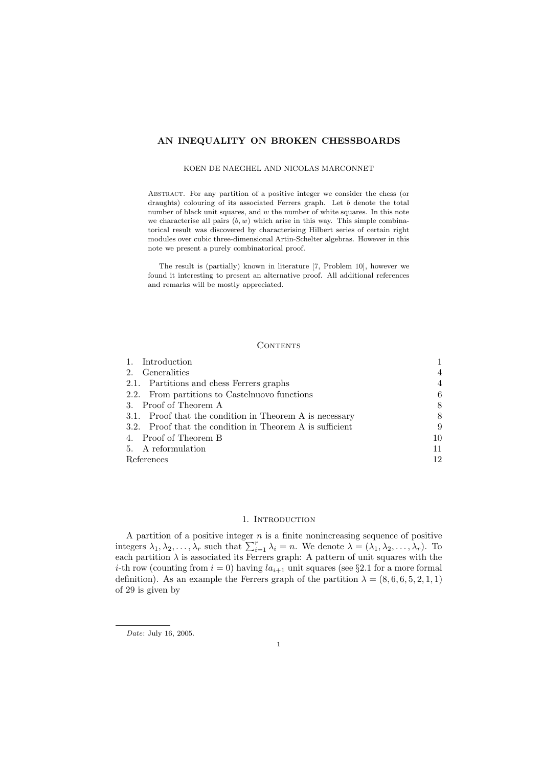# AN INEQUALITY ON BROKEN CHESSBOARDS

KOEN DE NAEGHEL AND NICOLAS MARCONNET

Abstract. For any partition of a positive integer we consider the chess (or draughts) colouring of its associated Ferrers graph. Let $b$ denote the total number of black unit squares, and $w$ the number of white squares. In this note we characterise all pairs $(b, w)$ which arise in this way. This simple combinatorical result was discovered by characterising Hilbert series of certain right modules over cubic three-dimensional Artin-Schelter algebras. However in this note we present a purely combinatorical proof.

The result is (partially) known in literature [7, Problem 10], however we found it interesting to present an alternative proof. All additional references and remarks will be mostly appreciated.

## Contents

| | |
|---|---|
| 1. Introduction | 1 |
| 2. Generalities | 4 |
| 2.1. Partitions and chess Ferrers graphs | 4 |
| 2.2. From partitions to Castelnuovo functions | 6 |
| 3. Proof of Theorem A | 8 |
| 3.1. Proof that the condition in Theorem A is necessary | 8 |
| 3.2. Proof that the condition in Theorem A is sufficient | 9 |
| 4. Proof of Theorem B | 10 |
| 5. A reformulation | 11 |
| References | 12 |

## 1. Introduction

A partition of a positive integer $n$ is a finite nonincreasing sequence of positive integers $\lambda_1, \lambda_2, \ldots, \lambda_r$ such that $\sum_{i=1}^{r} \lambda_i = n$. We denote $\lambda = (\lambda_1, \lambda_2, \ldots, \lambda_r)$. To each partition $\lambda$ is associated its Ferrers graph: A pattern of unit squares with the $i$-th row (counting from $i = 0$) having $la_{i+1}$ unit squares (see §2.1 for a more formal definition). As an example the Ferrers graph of the partition $\lambda = (8, 6, 6, 5, 2, 1, 1)$ of 29 is given by

*Date*: July 16, 2005.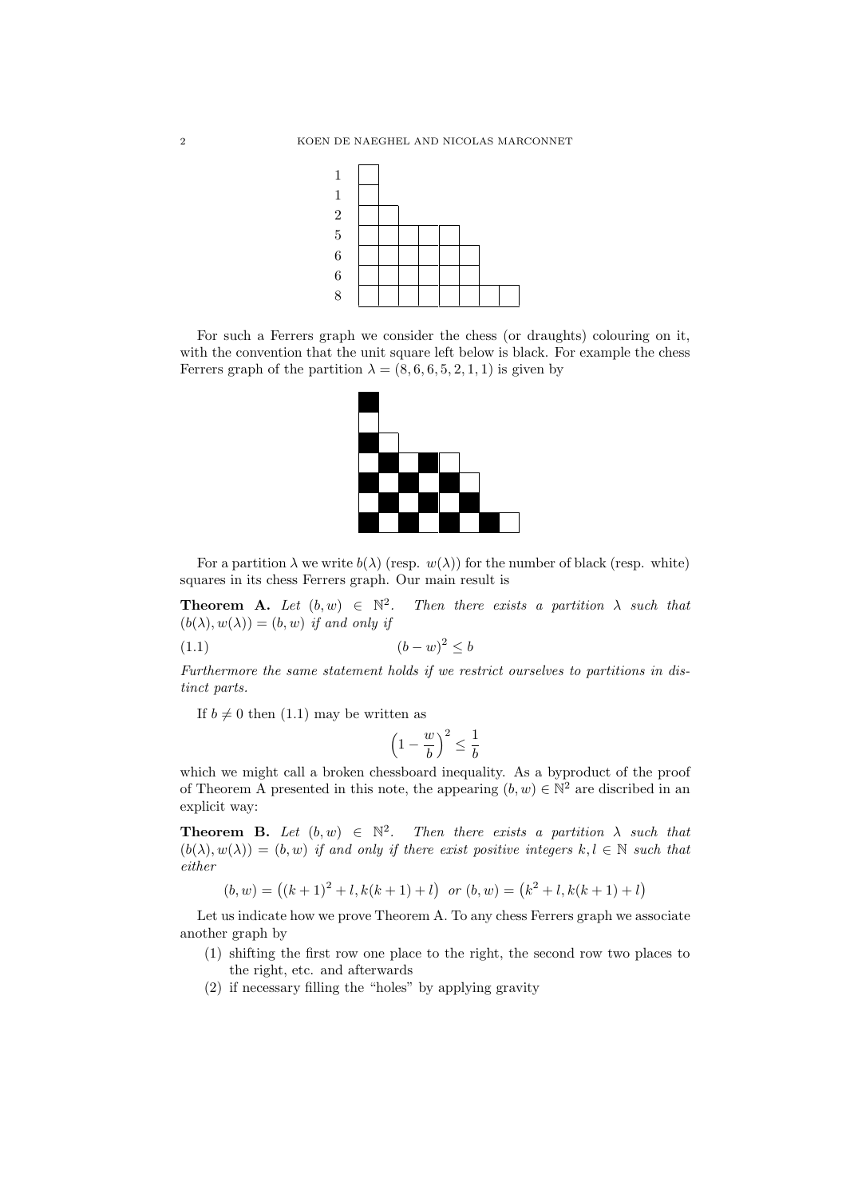For such a Ferrers graph we consider the chess (or draughts) colouring on it, with the convention that the unit square left below is black. For example the chess Ferrers graph of the partition $\lambda = (8, 6, 6, 5, 2, 1, 1)$ is given by

For a partition $\lambda$ we write $b(\lambda)$ (resp. $w(\lambda)$) for the number of black (resp. white) squares in its chess Ferrers graph. Our main result is

**Theorem A.** *Let $(b, w) \in \mathbb{N}^2$. Then there exists a partition $\lambda$ such that $(b(\lambda), w(\lambda)) = (b, w)$ if and only if*

$$(b - w)^2 \leq b \tag{1.1}$$

*Furthermore the same statement holds if we restrict ourselves to partitions in distinct parts.*

If $b \neq 0$ then (1.1) may be written as

$$\left(1 - \frac{w}{b}\right)^2 \leq \frac{1}{b}$$

which we might call a broken chessboard inequality. As a byproduct of the proof of Theorem A presented in this note, the appearing $(b, w) \in \mathbb{N}^2$ are discribed in an explicit way:

**Theorem B.** *Let $(b, w) \in \mathbb{N}^2$. Then there exists a partition $\lambda$ such that $(b(\lambda), w(\lambda)) = (b, w)$ if and only if there exist positive integers $k, l \in \mathbb{N}$ such that either*

$$(b, w) = \left((k + 1)^2 + l, k(k + 1) + l\right) \text{ or } (b, w) = \left(k^2 + l, k(k + 1) + l\right)$$

Let us indicate how we prove Theorem A. To any chess Ferrers graph we associate another graph by

1. shifting the first row one place to the right, the second row two places to the right, etc. and afterwards
2. if necessary filling the "holes" by applying gravity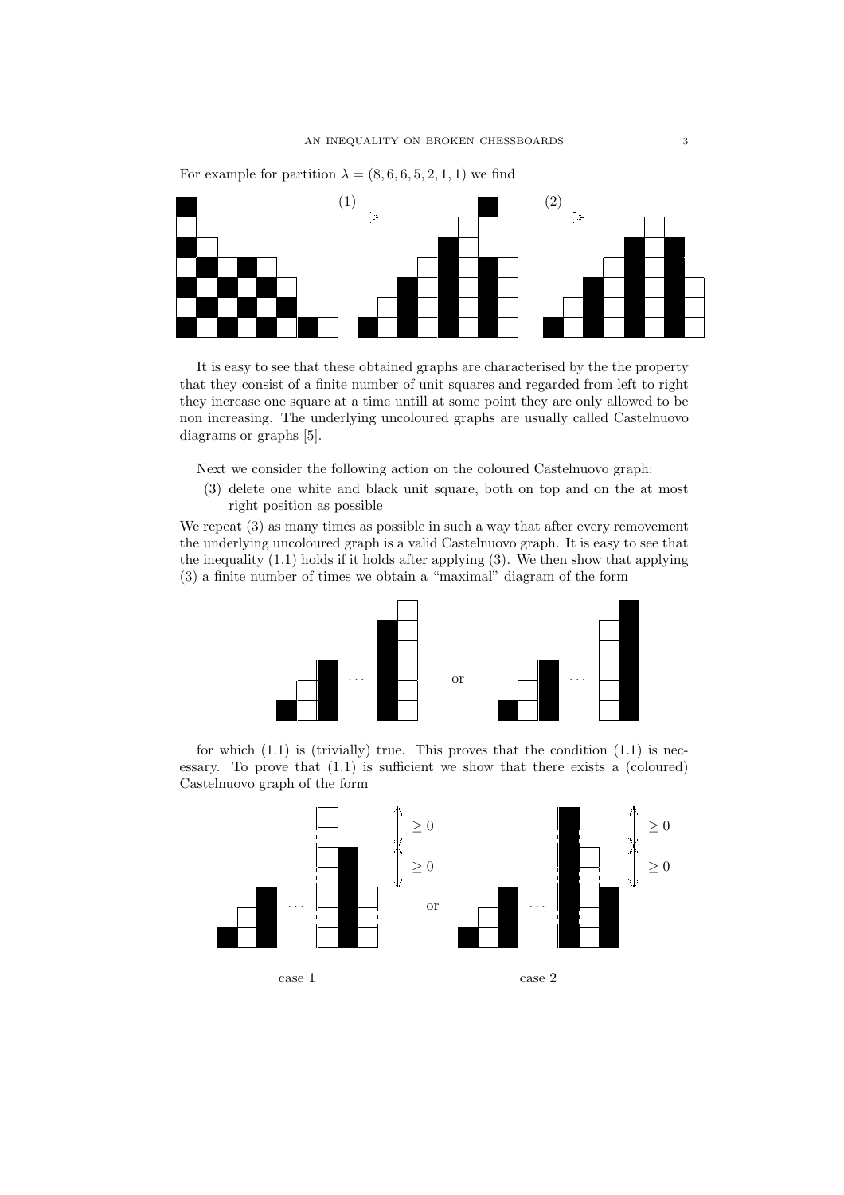For example for partition $\lambda = (8, 6, 6, 5, 2, 1, 1)$ we find

It is easy to see that these obtained graphs are characterised by the the property that they consist of a finite number of unit squares and regarded from left to right they increase one square at a time untill at some point they are only allowed to be non increasing. The underlying uncoloured graphs are usually called Castelnuovo diagrams or graphs [5].

Next we consider the following action on the coloured Castelnuovo graph:

(3) delete one white and black unit square, both on top and on the at most right position as possible

We repeat (3) as many times as possible in such a way that after every removement the underlying uncoloured graph is a valid Castelnuovo graph. It is easy to see that the inequality (1.1) holds if it holds after applying (3). We then show that applying (3) a finite number of times we obtain a "maximal" diagram of the form

for which (1.1) is (trivially) true. This proves that the condition (1.1) is necessary. To prove that (1.1) is sufficient we show that there exists a (coloured) Castelnuovo graph of the form

case 1 case 2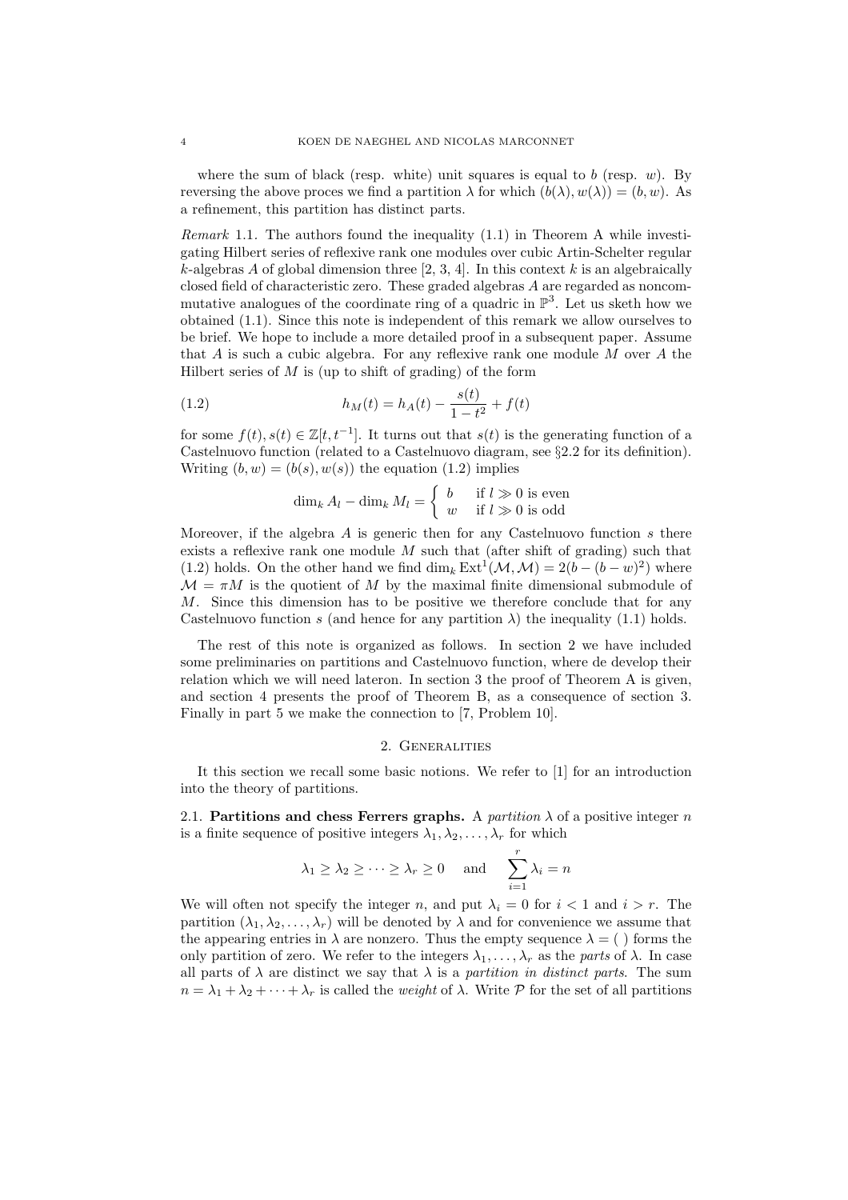where the sum of black (resp. white) unit squares is equal to $b$ (resp. $w$). By reversing the above proces we find a partition $\lambda$ for which $(b(\lambda), w(\lambda)) = (b, w)$. As a refinement, this partition has distinct parts.

*Remark* 1.1. The authors found the inequality (1.1) in Theorem A while investigating Hilbert series of reflexive rank one modules over cubic Artin-Schelter regular $k$-algebras $A$ of global dimension three [2, 3, 4]. In this context $k$ is an algebraically closed field of characteristic zero. These graded algebras $A$ are regarded as noncommutative analogues of the coordinate ring of a quadric in $\mathbb{P}^3$. Let us sketh how we obtained (1.1). Since this note is independent of this remark we allow ourselves to be brief. We hope to include a more detailed proof in a subsequent paper. Assume that $A$ is such a cubic algebra. For any reflexive rank one module $M$ over $A$ the Hilbert series of $M$ is (up to shift of grading) of the form

$$h_M(t) = h_A(t) - \frac{s(t)}{1-t^2} + f(t) \tag{1.2}$$

for some $f(t), s(t) \in \mathbb{Z}[t, t^{-1}]$. It turns out that $s(t)$ is the generating function of a Castelnuovo function (related to a Castelnuovo diagram, see §2.2 for its definition). Writing $(b, w) = (b(s), w(s))$ the equation (1.2) implies

$$\dim_k A_l - \dim_k M_l = \begin{cases} b & \text{if } l \gg 0 \text{ is even} \\ w & \text{if } l \gg 0 \text{ is odd} \end{cases}$$

Moreover, if the algebra $A$ is generic then for any Castelnuovo function $s$ there exists a reflexive rank one module $M$ such that (after shift of grading) such that (1.2) holds. On the other hand we find $\dim_k \operatorname{Ext}^1(\mathcal{M}, \mathcal{M}) = 2(b - (b-w)^2)$ where $\mathcal{M} = \pi M$ is the quotient of $M$ by the maximal finite dimensional submodule of $M$. Since this dimension has to be positive we therefore conclude that for any Castelnuovo function $s$ (and hence for any partition $\lambda$) the inequality (1.1) holds.

The rest of this note is organized as follows. In section 2 we have included some preliminaries on partitions and Castelnuovo function, where de develop their relation which we will need lateron. In section 3 the proof of Theorem A is given, and section 4 presents the proof of Theorem B, as a consequence of section 3. Finally in part 5 we make the connection to [7, Problem 10].

## 2. Generalities

It this section we recall some basic notions. We refer to [1] for an introduction into the theory of partitions.

2.1. **Partitions and chess Ferrers graphs.** A *partition* $\lambda$ of a positive integer $n$ is a finite sequence of positive integers $\lambda_1, \lambda_2, \dots, \lambda_r$ for which

$$\lambda_1 \geq \lambda_2 \geq \cdots \geq \lambda_r \geq 0 \quad \text{and} \quad \sum_{i=1}^{r} \lambda_i = n$$

We will often not specify the integer $n$, and put $\lambda_i = 0$ for $i < 1$ and $i > r$. The partition $(\lambda_1, \lambda_2, \dots, \lambda_r)$ will be denoted by $\lambda$ and for convenience we assume that the appearing entries in $\lambda$ are nonzero. Thus the empty sequence $\lambda = (\ )$ forms the only partition of zero. We refer to the integers $\lambda_1, \dots, \lambda_r$ as the *parts* of $\lambda$. In case all parts of $\lambda$ are distinct we say that $\lambda$ is a *partition in distinct parts*. The sum $n = \lambda_1 + \lambda_2 + \cdots + \lambda_r$ is called the *weight* of $\lambda$. Write $\mathcal{P}$ for the set of all partitions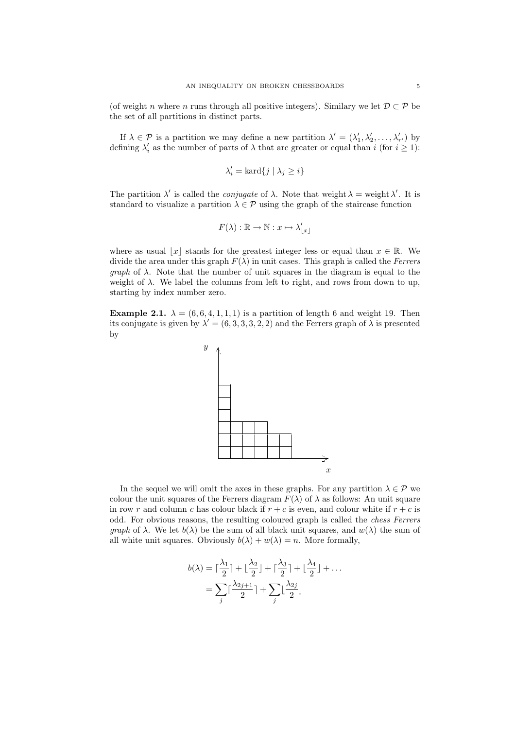(of weight $n$ where $n$ runs through all positive integers). Similary we let $\mathcal{D} \subset \mathcal{P}$ be the set of all partitions in distinct parts.

If $\lambda \in \mathcal{P}$ is a partition we may define a new partition $\lambda' = (\lambda'_1, \lambda'_2, \ldots, \lambda'_{r'})$ by defining $\lambda'_i$ as the number of parts of $\lambda$ that are greater or equal than $i$ (for $i \geq 1$):

$$\lambda'_i = \text{kard}\{j \mid \lambda_j \geq i\}$$

The partition $\lambda'$ is called the *conjugate* of $\lambda$. Note that weight $\lambda =$ weight $\lambda'$. It is standard to visualize a partition $\lambda \in \mathcal{P}$ using the graph of the staircase function

$$F(\lambda) : \mathbb{R} \to \mathbb{N} : x \mapsto \lambda'_{\lfloor x \rfloor}$$

where as usual $\lfloor x \rfloor$ stands for the greatest integer less or equal than $x \in \mathbb{R}$. We divide the area under this graph $F(\lambda)$ in unit cases. This graph is called the *Ferrers graph* of $\lambda$. Note that the number of unit squares in the diagram is equal to the weight of $\lambda$. We label the columns from left to right, and rows from down to up, starting by index number zero.

**Example 2.1.** $\lambda = (6, 6, 4, 1, 1, 1)$ is a partition of length 6 and weight 19. Then its conjugate is given by $\lambda' = (6, 3, 3, 3, 2, 2)$ and the Ferrers graph of $\lambda$ is presented by

In the sequel we will omit the axes in these graphs. For any partition $\lambda \in \mathcal{P}$ we colour the unit squares of the Ferrers diagram $F(\lambda)$ of $\lambda$ as follows: An unit square in row $r$ and column $c$ has colour black if $r + c$ is even, and colour white if $r + c$ is odd. For obvious reasons, the resulting coloured graph is called the *chess Ferrers graph* of $\lambda$. We let $b(\lambda)$ be the sum of all black unit squares, and $w(\lambda)$ the sum of all white unit squares. Obviously $b(\lambda) + w(\lambda) = n$. More formally,

$$\begin{aligned}
b(\lambda) &= \lceil \frac{\lambda_1}{2} \rceil + \lfloor \frac{\lambda_2}{2} \rfloor + \lceil \frac{\lambda_3}{2} \rceil + \lfloor \frac{\lambda_4}{2} \rfloor + \ldots \\
&= \sum_j \lceil \frac{\lambda_{2j+1}}{2} \rceil + \sum_j \lfloor \frac{\lambda_{2j}}{2} \rfloor
\end{aligned}$$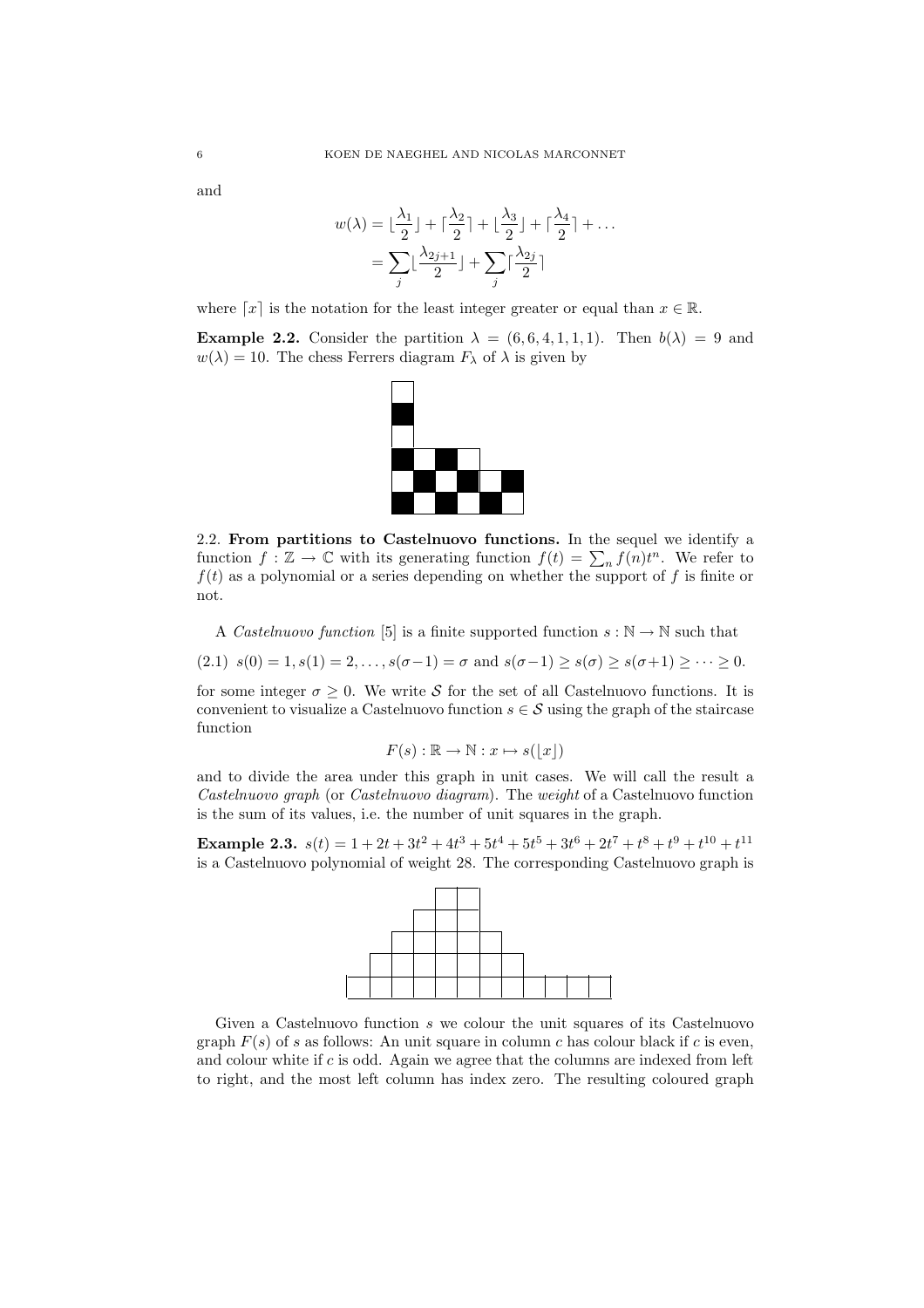and

$$
\begin{aligned}
w(\lambda) &= \lfloor \frac{\lambda_1}{2} \rfloor + \lceil \frac{\lambda_2}{2} \rceil + \lfloor \frac{\lambda_3}{2} \rfloor + \lceil \frac{\lambda_4}{2} \rceil + \dots \\
&= \sum_j \lfloor \frac{\lambda_{2j+1}}{2} \rfloor + \sum_j \lceil \frac{\lambda_{2j}}{2} \rceil
\end{aligned}
$$

where $\lceil x \rceil$ is the notation for the least integer greater or equal than $x \in \mathbb{R}$.

**Example 2.2.** Consider the partition $\lambda = (6, 6, 4, 1, 1, 1)$. Then $b(\lambda) = 9$ and $w(\lambda) = 10$. The chess Ferrers diagram $F_\lambda$ of $\lambda$ is given by

2.2. **From partitions to Castelnuovo functions.** In the sequel we identify a function $f : \mathbb{Z} \to \mathbb{C}$ with its generating function $f(t) = \sum_n f(n)t^n$. We refer to $f(t)$ as a polynomial or a series depending on whether the support of $f$ is finite or not.

A *Castelnuovo function* [5] is a finite supported function $s : \mathbb{N} \to \mathbb{N}$ such that

$$
s(0) = 1, s(1) = 2, \dots, s(\sigma - 1) = \sigma \text{ and } s(\sigma - 1) \geq s(\sigma) \geq s(\sigma + 1) \geq \dots \geq 0. \tag{2.1}
$$

for some integer $\sigma \geq 0$. We write $\mathcal{S}$ for the set of all Castelnuovo functions. It is convenient to visualize a Castelnuovo function $s \in \mathcal{S}$ using the graph of the staircase function

$$
F(s) : \mathbb{R} \to \mathbb{N} : x \mapsto s(\lfloor x \rfloor)
$$

and to divide the area under this graph in unit cases. We will call the result a *Castelnuovo graph* (or *Castelnuovo diagram*). The *weight* of a Castelnuovo function is the sum of its values, i.e. the number of unit squares in the graph.

**Example 2.3.** $s(t) = 1 + 2t + 3t^2 + 4t^3 + 5t^4 + 5t^5 + 3t^6 + 2t^7 + t^8 + t^9 + t^{10} + t^{11}$ is a Castelnuovo polynomial of weight 28. The corresponding Castelnuovo graph is

Given a Castelnuovo function $s$ we colour the unit squares of its Castelnuovo graph $F(s)$ of $s$ as follows: An unit square in column $c$ has colour black if $c$ is even, and colour white if $c$ is odd. Again we agree that the columns are indexed from left to right, and the most left column has index zero. The resulting coloured graph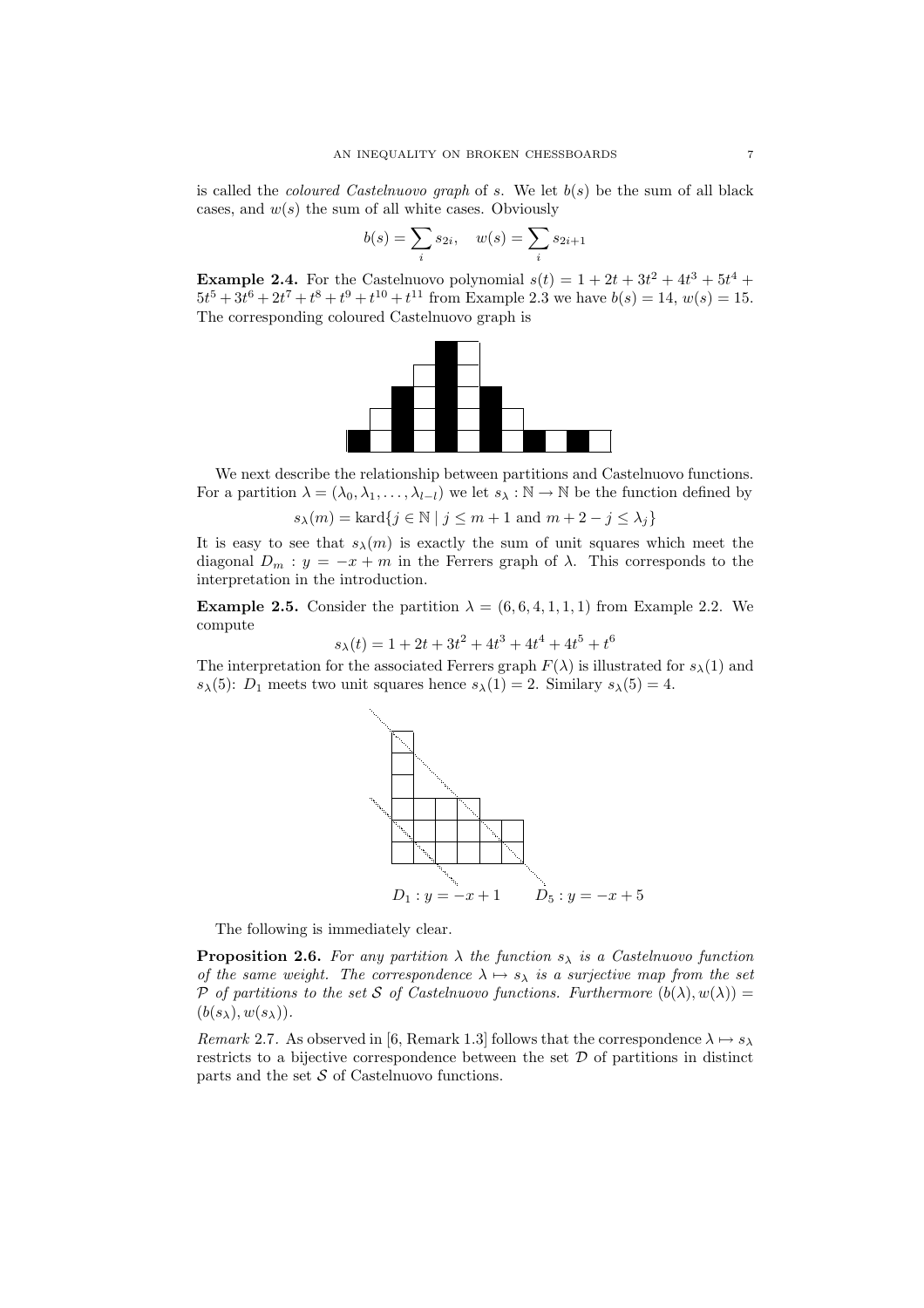is called the *coloured Castelnuovo graph* of $s$. We let $b(s)$ be the sum of all black cases, and $w(s)$ the sum of all white cases. Obviously

$$b(s) = \sum_i s_{2i}, \quad w(s) = \sum_i s_{2i+1}$$

**Example 2.4.** For the Castelnuovo polynomial $s(t) = 1 + 2t + 3t^2 + 4t^3 + 5t^4 + 5t^5 + 3t^6 + 2t^7 + t^8 + t^9 + t^{10} + t^{11}$ from Example 2.3 we have $b(s) = 14$, $w(s) = 15$. The corresponding coloured Castelnuovo graph is

We next describe the relationship between partitions and Castelnuovo functions. For a partition $\lambda = (\lambda_0, \lambda_1, \ldots, \lambda_{l-l})$ we let $s_\lambda : \mathbb{N} \to \mathbb{N}$ be the function defined by

$$s_\lambda(m) = \text{kard}\{j \in \mathbb{N} \mid j \leq m + 1 \text{ and } m + 2 - j \leq \lambda_j\}$$

It is easy to see that $s_\lambda(m)$ is exactly the sum of unit squares which meet the diagonal $D_m : y = -x + m$ in the Ferrers graph of $\lambda$. This corresponds to the interpretation in the introduction.

**Example 2.5.** Consider the partition $\lambda = (6, 6, 4, 1, 1, 1)$ from Example 2.2. We compute

$$s_\lambda(t) = 1 + 2t + 3t^2 + 4t^3 + 4t^4 + 4t^5 + t^6$$

The interpretation for the associated Ferrers graph $F(\lambda)$ is illustrated for $s_\lambda(1)$ and $s_\lambda(5)$: $D_1$ meets two unit squares hence $s_\lambda(1) = 2$. Similary $s_\lambda(5) = 4$.

$D_1 : y = -x + 1$ $\quad$ $D_5 : y = -x + 5$

The following is immediately clear.

**Proposition 2.6.** *For any partition $\lambda$ the function $s_\lambda$ is a Castelnuovo function of the same weight. The correspondence $\lambda \mapsto s_\lambda$ is a surjective map from the set $\mathcal{P}$ of partitions to the set $\mathcal{S}$ of Castelnuovo functions. Furthermore $(b(\lambda), w(\lambda)) = (b(s_\lambda), w(s_\lambda))$.*

*Remark* 2.7. As observed in [6, Remark 1.3] follows that the correspondence $\lambda \mapsto s_\lambda$ restricts to a bijective correspondence between the set $\mathcal{D}$ of partitions in distinct parts and the set $\mathcal{S}$ of Castelnuovo functions.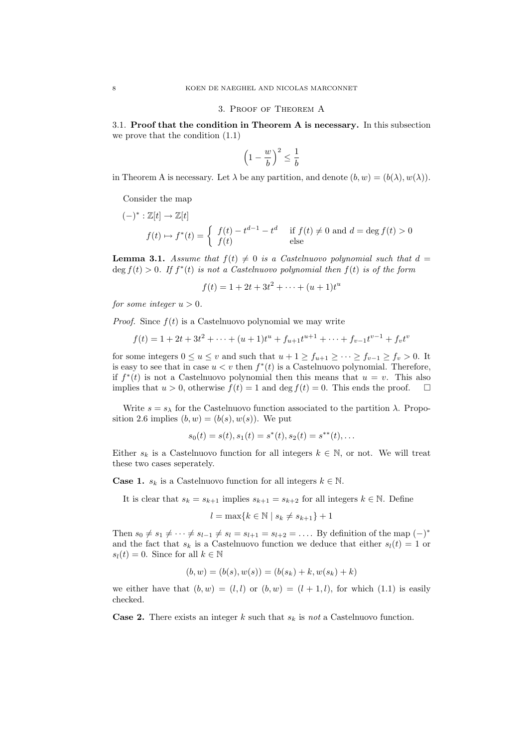## 3. Proof of Theorem A

**3.1. Proof that the condition in Theorem A is necessary.** In this subsection we prove that the condition (1.1)

$$\left(1 - \frac{w}{b}\right)^2 \leq \frac{1}{b}$$

in Theorem A is necessary. Let $\lambda$ be any partition, and denote $(b, w) = (b(\lambda), w(\lambda))$.

Consider the map

$$(-)^* : \mathbb{Z}[t] \to \mathbb{Z}[t]$$

$$f(t) \mapsto f^*(t) = \begin{cases} f(t) - t^{d-1} - t^d & \text{if } f(t) \neq 0 \text{ and } d = \deg f(t) > 0 \\ f(t) & \text{else} \end{cases}$$

**Lemma 3.1.** *Assume that $f(t) \neq 0$ is a Castelnuovo polynomial such that $d = \deg f(t) > 0$. If $f^*(t)$ is not a Castelnuovo polynomial then $f(t)$ is of the form*

$$f(t) = 1 + 2t + 3t^2 + \cdots + (u+1)t^u$$

*for some integer $u > 0$.*

*Proof.* Since $f(t)$ is a Castelnuovo polynomial we may write

$$f(t) = 1 + 2t + 3t^2 + \cdots + (u+1)t^u + f_{u+1}t^{u+1} + \cdots + f_{v-1}t^{v-1} + f_v t^v$$

for some integers $0 \leq u \leq v$ and such that $u + 1 \geq f_{u+1} \geq \cdots \geq f_{v-1} \geq f_v > 0$. It is easy to see that in case $u < v$ then $f^*(t)$ is a Castelnuovo polynomial. Therefore, if $f^*(t)$ is not a Castelnuovo polynomial then this means that $u = v$. This also implies that $u > 0$, otherwise $f(t) = 1$ and $\deg f(t) = 0$. This ends the proof. $\square$

Write $s = s_\lambda$ for the Castelnuovo function associated to the partition $\lambda$. Proposition 2.6 implies $(b, w) = (b(s), w(s))$. We put

$$s_0(t) = s(t), s_1(t) = s^*(t), s_2(t) = s^{**}(t), \ldots$$

Either $s_k$ is a Castelnuovo function for all integers $k \in \mathbb{N}$, or not. We will treat these two cases seperately.

**Case 1.** $s_k$ is a Castelnuovo function for all integers $k \in \mathbb{N}$.

It is clear that $s_k = s_{k+1}$ implies $s_{k+1} = s_{k+2}$ for all integers $k \in \mathbb{N}$. Define

$$l = \max\{k \in \mathbb{N} \mid s_k \neq s_{k+1}\} + 1$$

Then $s_0 \neq s_1 \neq \cdots \neq s_{l-1} \neq s_l = s_{l+1} = s_{l+2} = \ldots$. By definition of the map $(-)^*$ and the fact that $s_k$ is a Castelnuovo function we deduce that either $s_l(t) = 1$ or $s_l(t) = 0$. Since for all $k \in \mathbb{N}$

$$(b, w) = (b(s), w(s)) = (b(s_k) + k, w(s_k) + k)$$

we either have that $(b, w) = (l, l)$ or $(b, w) = (l + 1, l)$, for which (1.1) is easily checked.

**Case 2.** There exists an integer $k$ such that $s_k$ is *not* a Castelnuovo function.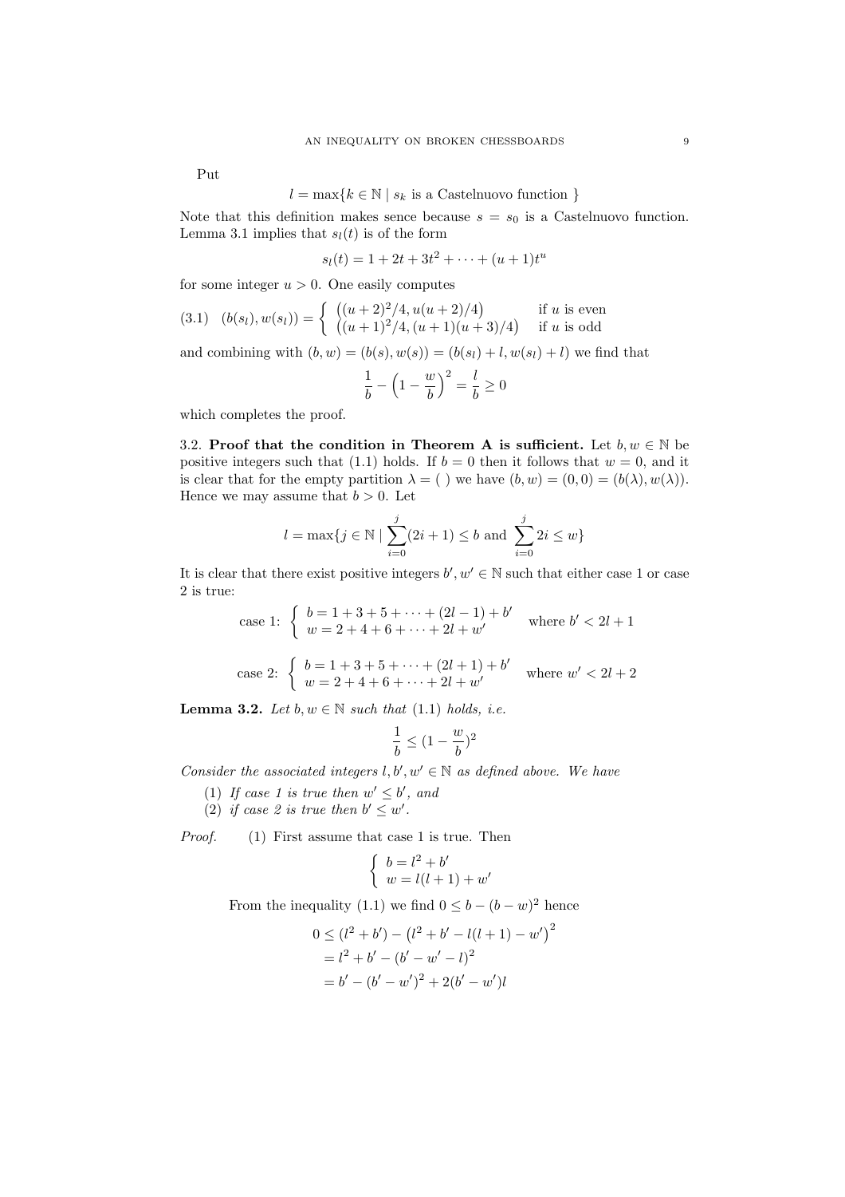Put

$$l = \max\{k \in \mathbb{N} \mid s_k \text{ is a Castelnuovo function }\}$$

Note that this definition makes sence because $s = s_0$ is a Castelnuovo function. Lemma 3.1 implies that $s_l(t)$ is of the form

$$s_l(t) = 1 + 2t + 3t^2 + \cdots + (u+1)t^u$$

for some integer $u > 0$. One easily computes

$$(3.1)\quad (b(s_l), w(s_l)) = \begin{cases} \left((u+2)^2/4, u(u+2)/4\right) & \text{if } u \text{ is even} \\ \left((u+1)^2/4, (u+1)(u+3)/4\right) & \text{if } u \text{ is odd} \end{cases}$$

and combining with $(b, w) = (b(s), w(s)) = (b(s_l) + l, w(s_l) + l)$ we find that

$$\frac{1}{b} - \left(1 - \frac{w}{b}\right)^2 = \frac{l}{b} \geq 0$$

which completes the proof.

3.2. **Proof that the condition in Theorem A is sufficient.** Let $b, w \in \mathbb{N}$ be positive integers such that (1.1) holds. If $b = 0$ then it follows that $w = 0$, and it is clear that for the empty partition $\lambda = (\ )$ we have $(b, w) = (0, 0) = (b(\lambda), w(\lambda))$. Hence we may assume that $b > 0$. Let

$$l = \max\{j \in \mathbb{N} \mid \sum_{i=0}^{j}(2i+1) \leq b \text{ and } \sum_{i=0}^{j} 2i \leq w\}$$

It is clear that there exist positive integers $b', w' \in \mathbb{N}$ such that either case 1 or case 2 is true:

$$\text{case 1: } \begin{cases} b = 1 + 3 + 5 + \cdots + (2l-1) + b' \\ w = 2 + 4 + 6 + \cdots + 2l + w' \end{cases} \quad \text{where } b' < 2l + 1$$

$$\text{case 2: } \begin{cases} b = 1 + 3 + 5 + \cdots + (2l+1) + b' \\ w = 2 + 4 + 6 + \cdots + 2l + w' \end{cases} \quad \text{where } w' < 2l + 2$$

**Lemma 3.2.** *Let $b, w \in \mathbb{N}$ such that (1.1) holds, i.e.*

$$\frac{1}{b} \leq (1 - \frac{w}{b})^2$$

*Consider the associated integers $l, b', w' \in \mathbb{N}$ as defined above. We have*

1. *If case 1 is true then $w' \leq b'$, and*
2. *if case 2 is true then $b' \leq w'$.*

*Proof.* (1) First assume that case 1 is true. Then

$$\begin{cases} b = l^2 + b' \\ w = l(l+1) + w' \end{cases}$$

From the inequality (1.1) we find $0 \leq b - (b-w)^2$ hence

$$\begin{aligned} 0 &\leq (l^2 + b') - \left(l^2 + b' - l(l+1) - w'\right)^2 \\ &= l^2 + b' - (b' - w' - l)^2 \\ &= b' - (b' - w')^2 + 2(b' - w')l \end{aligned}$$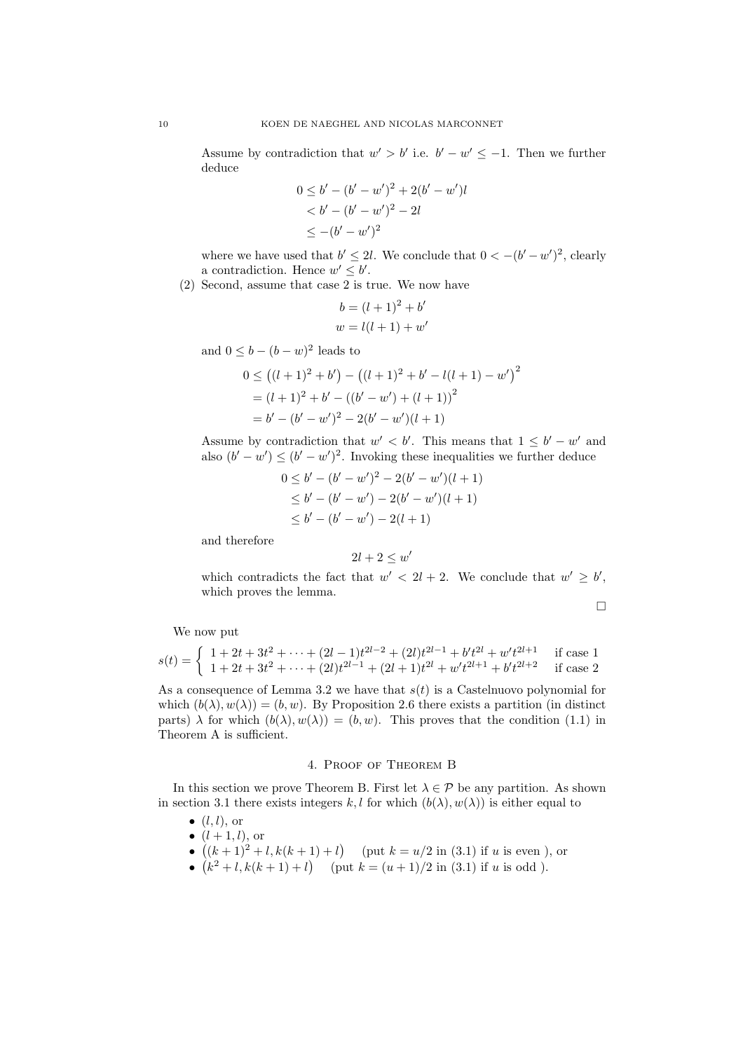Assume by contradiction that $w' > b'$ i.e. $b' - w' \leq -1$. Then we further deduce

$$
\begin{aligned}
0 &\leq b' - (b'-w')^2 + 2(b'-w')l \\
&< b' - (b'-w')^2 - 2l \\
&\leq -(b'-w')^2
\end{aligned}
$$

where we have used that $b' \leq 2l$. We conclude that $0 < -(b'-w')^2$, clearly a contradiction. Hence $w' \leq b'$.

(2) Second, assume that case 2 is true. We now have

$$
\begin{aligned}
b &= (l+1)^2 + b' \\
w &= l(l+1) + w'
\end{aligned}
$$

and $0 \leq b - (b-w)^2$ leads to

$$
\begin{aligned}
0 &\leq \big((l+1)^2 + b'\big) - \big((l+1)^2 + b' - l(l+1) - w'\big)^2 \\
&= (l+1)^2 + b' - \big((b'-w') + (l+1)\big)^2 \\
&= b' - (b'-w')^2 - 2(b'-w')(l+1)
\end{aligned}
$$

Assume by contradiction that $w' < b'$. This means that $1 \leq b' - w'$ and also $(b'-w') \leq (b'-w')^2$. Invoking these inequalities we further deduce

$$
\begin{aligned}
0 &\leq b' - (b'-w')^2 - 2(b'-w')(l+1) \\
&\leq b' - (b'-w') - 2(b'-w')(l+1) \\
&\leq b' - (b'-w') - 2(l+1)
\end{aligned}
$$

and therefore

$$
2l + 2 \leq w'
$$

which contradicts the fact that $w' < 2l+2$. We conclude that $w' \geq b'$, which proves the lemma.

□

We now put

$$
s(t) = \begin{cases} 1 + 2t + 3t^2 + \cdots + (2l-1)t^{2l-2} + (2l)t^{2l-1} + b't^{2l} + w't^{2l+1} & \text{if case 1} \\ 1 + 2t + 3t^2 + \cdots + (2l)t^{2l-1} + (2l+1)t^{2l} + w't^{2l+1} + b't^{2l+2} & \text{if case 2} \end{cases}
$$

As a consequence of Lemma 3.2 we have that $s(t)$ is a Castelnuovo polynomial for which $(b(\lambda), w(\lambda)) = (b, w)$. By Proposition 2.6 there exists a partition (in distinct parts) $\lambda$ for which $(b(\lambda), w(\lambda)) = (b, w)$. This proves that the condition (1.1) in Theorem A is sufficient.

## 4. Proof of Theorem B

In this section we prove Theorem B. First let $\lambda \in \mathcal{P}$ be any partition. As shown in section 3.1 there exists integers $k, l$ for which $(b(\lambda), w(\lambda))$ is either equal to

- $(l, l)$, or
- $(l+1, l)$, or
- $\big((k+1)^2 + l, k(k+1) + l\big)$ (put $k = u/2$ in (3.1) if $u$ is even ), or
- $\big(k^2 + l, k(k+1) + l\big)$ (put $k = (u+1)/2$ in (3.1) if $u$ is odd ).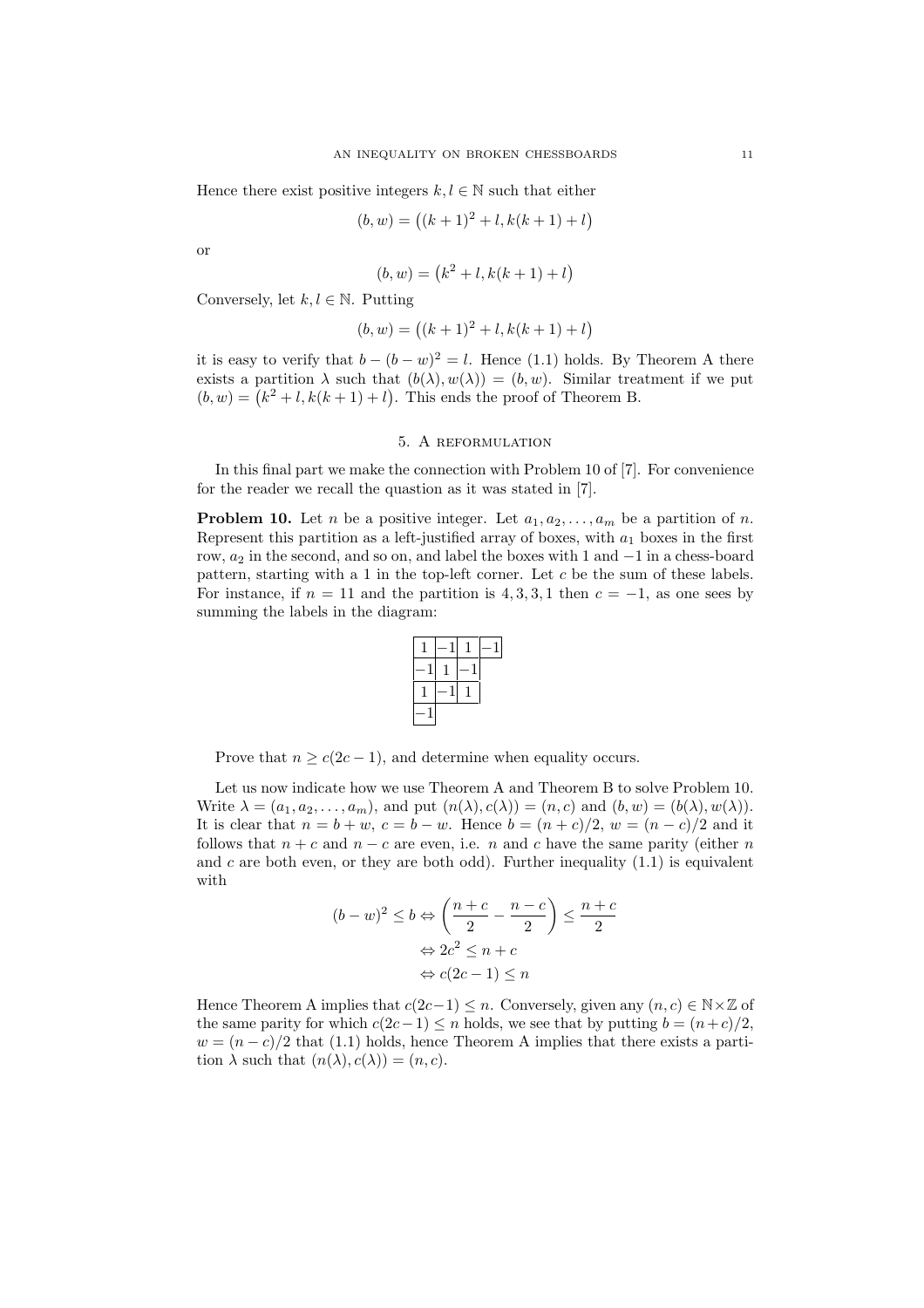Hence there exist positive integers $k, l \in \mathbb{N}$ such that either

$$(b, w) = \big((k+1)^2 + l, k(k+1) + l\big)$$

or

$$(b, w) = \big(k^2 + l, k(k+1) + l\big)$$

Conversely, let $k, l \in \mathbb{N}$. Putting

$$(b, w) = \big((k+1)^2 + l, k(k+1) + l\big)$$

it is easy to verify that $b - (b - w)^2 = l$. Hence (1.1) holds. By Theorem A there exists a partition $\lambda$ such that $(b(\lambda), w(\lambda)) = (b, w)$. Similar treatment if we put $(b, w) = \big(k^2 + l, k(k+1) + l\big)$. This ends the proof of Theorem B.

## 5. A reformulation

In this final part we make the connection with Problem 10 of [7]. For convenience for the reader we recall the quastion as it was stated in [7].

**Problem 10.** Let $n$ be a positive integer. Let $a_1, a_2, \dots, a_m$ be a partition of $n$. Represent this partition as a left-justified array of boxes, with $a_1$ boxes in the first row, $a_2$ in the second, and so on, and label the boxes with 1 and $-1$ in a chess-board pattern, starting with a 1 in the top-left corner. Let $c$ be the sum of these labels. For instance, if $n = 11$ and the partition is $4, 3, 3, 1$ then $c = -1$, as one sees by summing the labels in the diagram:

| | | | |
|---|---|---|---|
| 1 | −1 | 1 | −1 |
| −1 | 1 | −1 | |
| 1 | −1 | 1 | |
| −1 | | | |

Prove that $n \geq c(2c - 1)$, and determine when equality occurs.

Let us now indicate how we use Theorem A and Theorem B to solve Problem 10. Write $\lambda = (a_1, a_2, \dots, a_m)$, and put $(n(\lambda), c(\lambda)) = (n, c)$ and $(b, w) = (b(\lambda), w(\lambda))$. It is clear that $n = b + w$, $c = b - w$. Hence $b = (n + c)/2$, $w = (n - c)/2$ and it follows that $n + c$ and $n - c$ are even, i.e. $n$ and $c$ have the same parity (either $n$ and $c$ are both even, or they are both odd). Further inequality (1.1) is equivalent with

$$\begin{aligned}
(b - w)^2 \leq b &\Leftrightarrow \left(\frac{n+c}{2} - \frac{n-c}{2}\right) \leq \frac{n+c}{2} \\
&\Leftrightarrow 2c^2 \leq n + c \\
&\Leftrightarrow c(2c - 1) \leq n
\end{aligned}$$

Hence Theorem A implies that $c(2c-1) \leq n$. Conversely, given any $(n, c) \in \mathbb{N} \times \mathbb{Z}$ of the same parity for which $c(2c-1) \leq n$ holds, we see that by putting $b = (n+c)/2$, $w = (n - c)/2$ that (1.1) holds, hence Theorem A implies that there exists a partition $\lambda$ such that $(n(\lambda), c(\lambda)) = (n, c)$.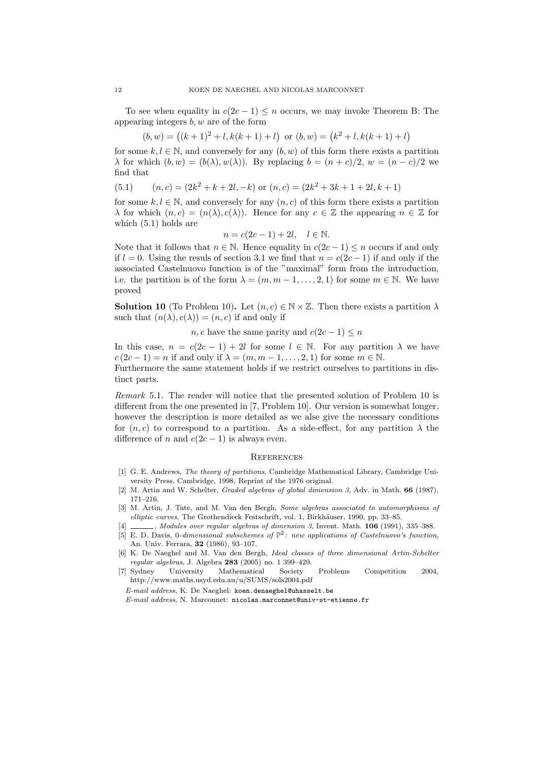To see when equality in $c(2c-1) \leq n$ occurs, we may invoke Theorem B: The appearing integers $b, w$ are of the form

$$(b, w) = \big((k+1)^2 + l, k(k+1) + l\big) \text{ or } (b, w) = \big(k^2 + l, k(k+1) + l\big)$$

for some $k, l \in \mathbb{N}$, and conversely for any $(b, w)$ of this form there exists a partition $\lambda$ for which $(b, w) = (b(\lambda), w(\lambda))$. By replacing $b = (n+c)/2$, $w = (n-c)/2$ we find that

$$(5.1) \qquad (n, c) = (2k^2 + k + 2l, -k) \text{ or } (n, c) = (2k^2 + 3k + 1 + 2l, k + 1)$$

for some $k, l \in \mathbb{N}$, and conversely for any $(n, c)$ of this form there exists a partition $\lambda$ for which $(n, c) = (n(\lambda), c(\lambda))$. Hence for any $c \in \mathbb{Z}$ the appearing $n \in \mathbb{Z}$ for which (5.1) holds are

$$n = c(2c-1) + 2l, \quad l \in \mathbb{N}.$$

Note that it follows that $n \in \mathbb{N}$. Hence equality in $c(2c-1) \leq n$ occurs if and only if $l = 0$. Using the resuls of section 3.1 we find that $n = c(2c-1)$ if and only if the associated Castelnuovo function is of the "maximal" form from the introduction, i.e. the partition is of the form $\lambda = (m, m-1, \dots, 2, 1)$ for some $m \in \mathbb{N}$. We have proved

**Solution 10** (To Problem 10)**.** Let $(n, c) \in \mathbb{N} \times \mathbb{Z}$. Then there exists a partition $\lambda$ such that $(n(\lambda), c(\lambda)) = (n, c)$ if and only if

$$n, c \text{ have the same parity and } c(2c-1) \leq n$$

In this case, $n = c(2c-1) + 2l$ for some $l \in \mathbb{N}$. For any partition $\lambda$ we have $c(2c-1) = n$ if and only if $\lambda = (m, m-1, \dots, 2, 1)$ for some $m \in \mathbb{N}$.
Furthermore the same statement holds if we restrict ourselves to partitions in distinct parts.

*Remark* 5.1. The reader will notice that the presented solution of Problem 10 is different from the one presented in [7, Problem 10]. Our version is somewhat longer, however the description is more detailed as we alse give the necessary conditions for $(n, c)$ to correspond to a partition. As a side-effect, for any partition $\lambda$ the difference of $n$ and $c(2c-1)$ is always even.

## References

[1] G. E. Andrews, *The theory of partitions*, Cambridge Mathematical Library, Cambridge University Press, Cambridge, 1998, Reprint of the 1976 original.

[2] M. Artin and W. Schelter, *Graded algebras of global dimension 3*, Adv. in Math. **66** (1987), 171–216.

[3] M. Artin, J. Tate, and M. Van den Bergh, *Some algebras associated to automorphisms of elliptic curves*, The Grothendieck Festschrift, vol. 1, Birkhäuser, 1990, pp. 33–85.

[4] ______, *Modules over regular algebras of dimension 3*, Invent. Math. **106** (1991), 335–388.

[5] E. D. Davis, *0-dimensional subschemes of $\mathbb{P}^2$: new applications of Castelnuovo's function*, An. Univ. Ferrara, **32** (1986), 93–107.

[6] K. De Naeghel and M. Van den Bergh, *Ideal classes of three dimensional Artin-Schelter regular algebras*, J. Algebra **283** (2005) no. 1 399–429.

[7] Sydney University Mathematical Society Problems Competition 2004, http://www.maths.usyd.edu.au/u/SUMS/sols2004.pdf

*E-mail address*, K. De Naeghel: koen.denaeghel@uhasselt.be

*E-mail address*, N. Marconnet: nicolas.marconnet@univ-st-etienne.fr